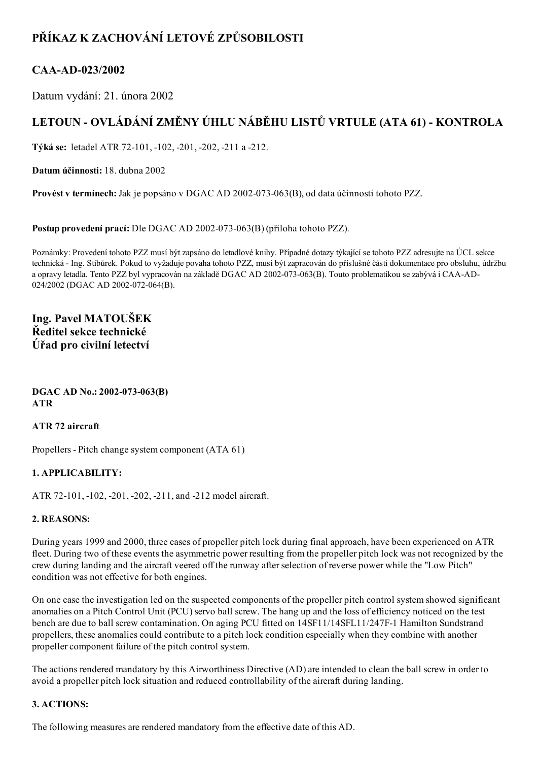# PŘÍKAZ K ZACHOVÁNÍ LETOVÉ ZPŮSOBILOSTI

## CAA-AD-023/2002

Datum vydání: 21. února 2002

## LETOUN - OVLÁDÁNÍ ZMĚNY ÚHLU NÁBĚHU LISTŮ VRTULE (ATA 61) - KONTROLA

**Týká se:** letadel ATR 72-101, -102, -201, -202, -211 a -212.

**Datum účinnosti:** 18. dubna 2002

**Provést v termínech:** Jak je popsáno v DGAC AD 2002-073-063(B), od data účinnosti tohoto PZZ.

**Postup provedení prací:** Dle DGAC AD 2002-073-063(B) (příloha tohoto PZZ).

Poznámky: Provedení tohoto PZZ musí být zapsáno do letadlové knihy. Případné dotazy týkající se tohoto PZZ adresujte na ÚCL sekce technická - Ing. Stibůrek. Pokud to vyžaduje povaha tohoto PZZ, musí být zapracován do příslušné části dokumentace pro obsluhu, údržbu a opravy letadla. Tento PZZ byl vypracován na základě DGAC AD 2002-073-063(B). Touto problematikou se zabývá i CAA-AD-024/2002 (DGAC AD 2002-072-064(B).

**Ing. Pavel MATOUŠEK**
**Ředitel sekce technické**
**Úřad pro civilní letectví**

**DGAC AD No.: 2002-073-063(B)**
**ATR**

**ATR 72 aircraft**

Propellers - Pitch change system component (ATA 61)

**1. APPLICABILITY:**

ATR 72-101, -102, -201, -202, -211, and -212 model aircraft.

**2. REASONS:**

During years 1999 and 2000, three cases of propeller pitch lock during final approach, have been experienced on ATR fleet. During two of these events the asymmetric power resulting from the propeller pitch lock was not recognized by the crew during landing and the aircraft veered off the runway after selection of reverse power while the "Low Pitch" condition was not effective for both engines.

On one case the investigation led on the suspected components of the propeller pitch control system showed significant anomalies on a Pitch Control Unit (PCU) servo ball screw. The hang up and the loss of efficiency noticed on the test bench are due to ball screw contamination. On aging PCU fitted on 14SF11/14SFL11/247F-1 Hamilton Sundstrand propellers, these anomalies could contribute to a pitch lock condition especially when they combine with another propeller component failure of the pitch control system.

The actions rendered mandatory by this Airworthiness Directive (AD) are intended to clean the ball screw in order to avoid a propeller pitch lock situation and reduced controllability of the aircraft during landing.

**3. ACTIONS:**

The following measures are rendered mandatory from the effective date of this AD.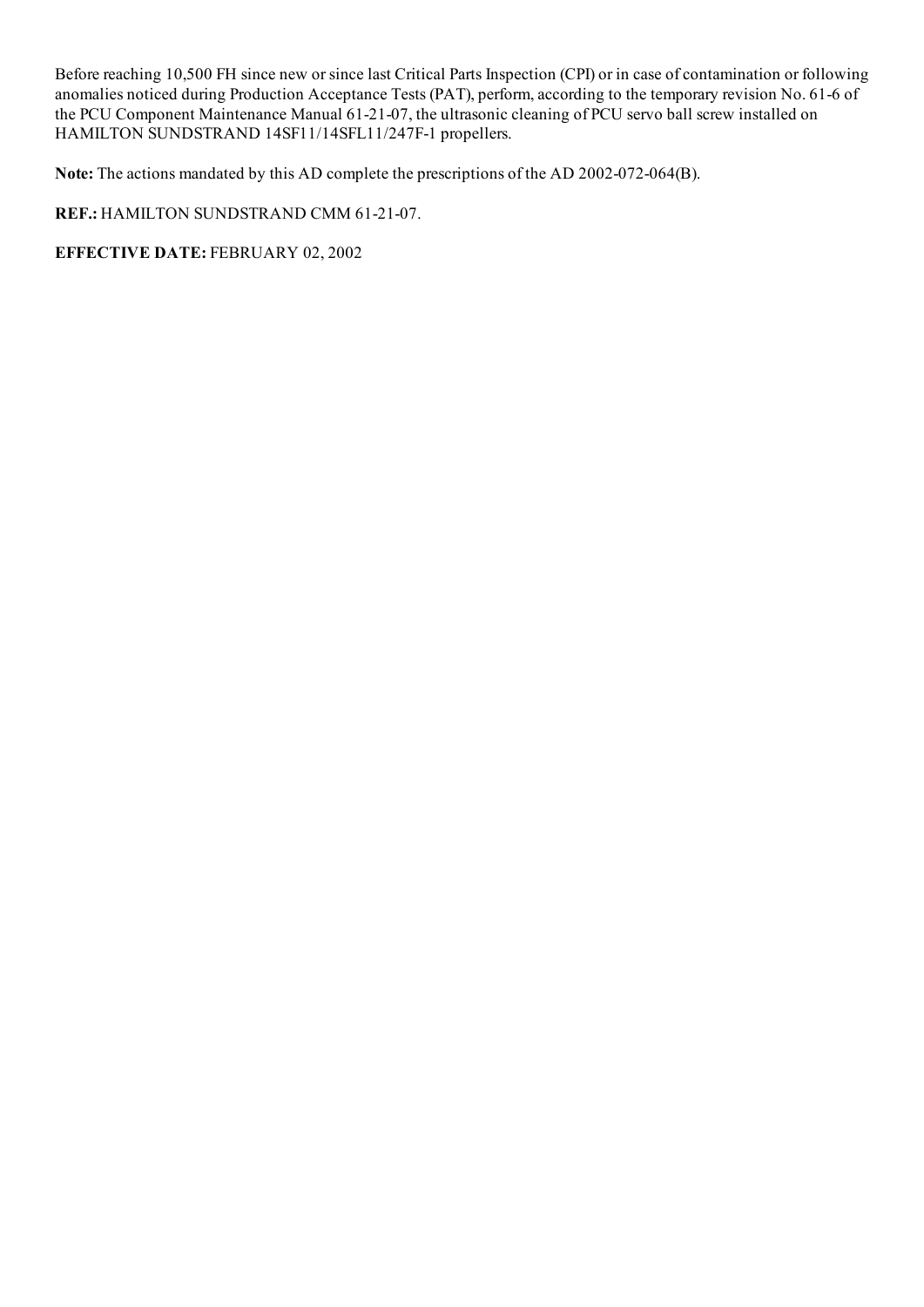Before reaching 10,500 FH since new or since last Critical Parts Inspection (CPI) or in case of contamination or following anomalies noticed during Production Acceptance Tests (PAT), perform, according to the temporary revision No. 61-6 of the PCU Component Maintenance Manual 61-21-07, the ultrasonic cleaning of PCU servo ball screw installed on HAMILTON SUNDSTRAND 14SF11/14SFL11/247F-1 propellers.

**Note:** The actions mandated by this AD complete the prescriptions of the AD 2002-072-064(B).

**REF.:** HAMILTON SUNDSTRAND CMM 61-21-07.

**EFFECTIVE DATE:** FEBRUARY 02, 2002